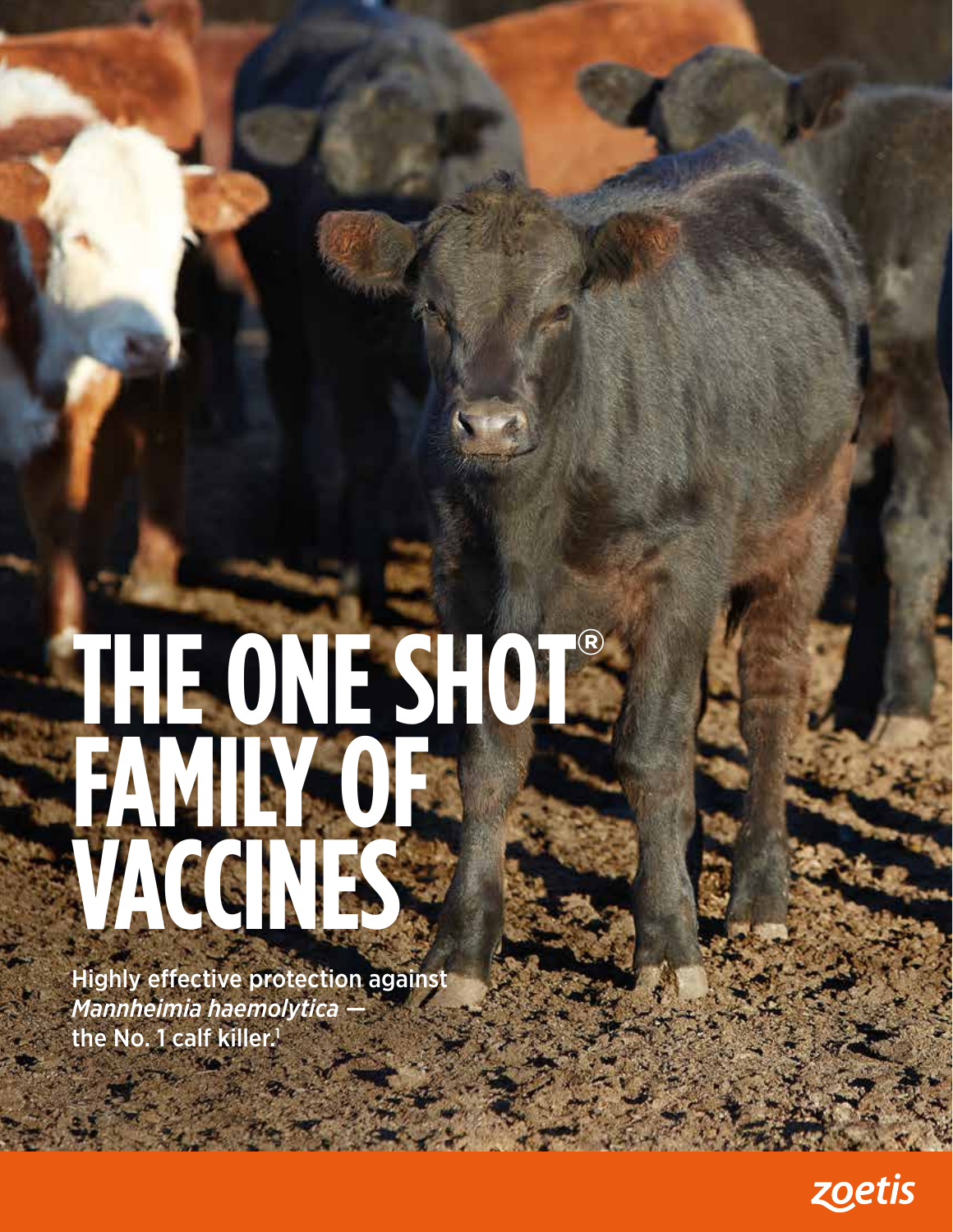# THE ONE SHOT® FAMILY OF VACCINES

Highly effective protection against *Mannheimia haemolytica* — the No. 1 calf killer.[1]

zoetis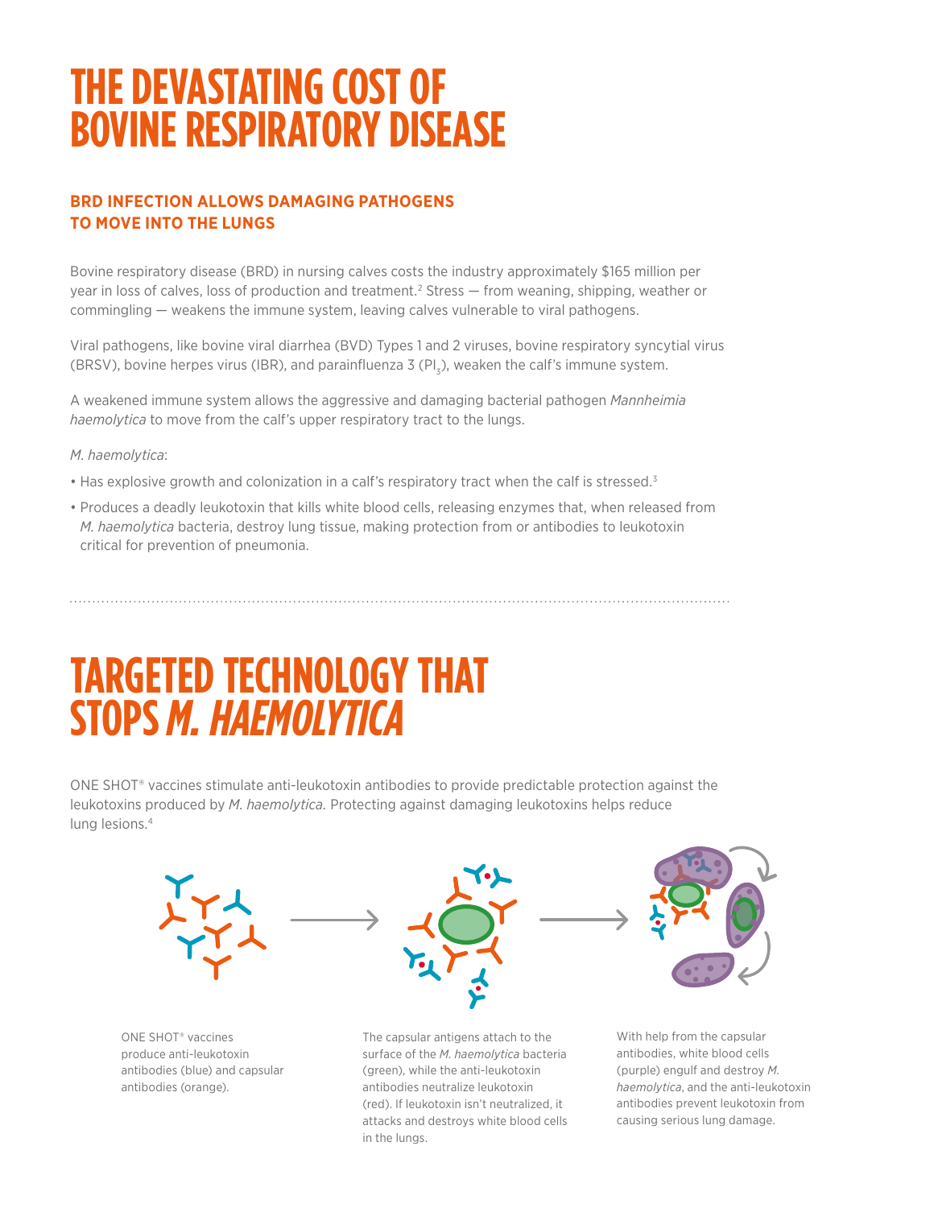# THE DEVASTATING COST OF BOVINE RESPIRATORY DISEASE

### BRD INFECTION ALLOWS DAMAGING PATHOGENS TO MOVE INTO THE LUNGS

Bovine respiratory disease (BRD) in nursing calves costs the industry approximately $165 million per year in loss of calves, loss of production and treatment.[2] Stress — from weaning, shipping, weather or commingling — weakens the immune system, leaving calves vulnerable to viral pathogens.

Viral pathogens, like bovine viral diarrhea (BVD) Types 1 and 2 viruses, bovine respiratory syncytial virus (BRSV), bovine herpes virus (IBR), and parainfluenza 3 ($PI_3$), weaken the calf's immune system.

A weakened immune system allows the aggressive and damaging bacterial pathogen *Mannheimia haemolytica* to move from the calf's upper respiratory tract to the lungs.

*M. haemolytica*:

- Has explosive growth and colonization in a calf's respiratory tract when the calf is stressed.[3]
- Produces a deadly leukotoxin that kills white blood cells, releasing enzymes that, when released from *M. haemolytica* bacteria, destroy lung tissue, making protection from or antibodies to leukotoxin critical for prevention of pneumonia.

# TARGETED TECHNOLOGY THAT STOPS *M. HAEMOLYTICA*

ONE SHOT® vaccines stimulate anti-leukotoxin antibodies to provide predictable protection against the leukotoxins produced by *M. haemolytica.* Protecting against damaging leukotoxins helps reduce lung lesions.[4]

ONE SHOT® vaccines produce anti-leukotoxin antibodies (blue) and capsular antibodies (orange).

The capsular antigens attach to the surface of the *M. haemolytica* bacteria (green), while the anti-leukotoxin antibodies neutralize leukotoxin (red). If leukotoxin isn't neutralized, it attacks and destroys white blood cells in the lungs.

With help from the capsular antibodies, white blood cells (purple) engulf and destroy *M. haemolytica*, and the anti-leukotoxin antibodies prevent leukotoxin from causing serious lung damage.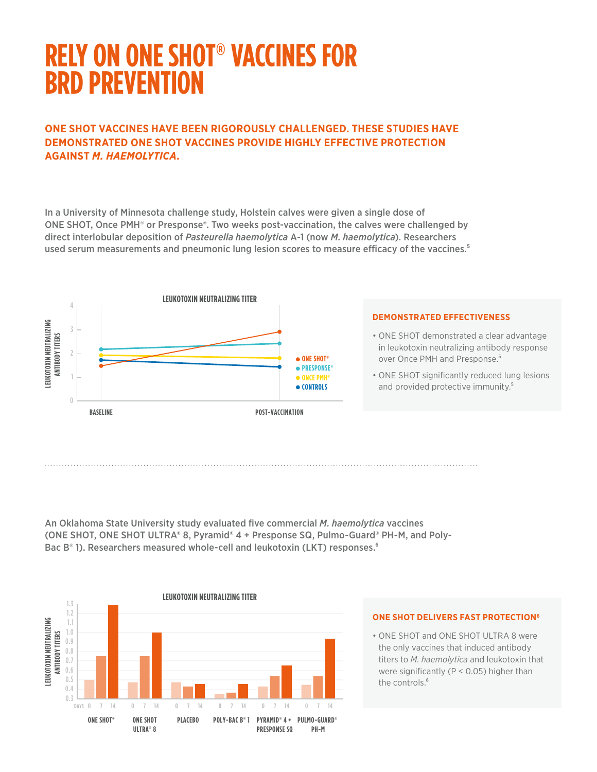# RELY ON ONE SHOT® VACCINES FOR BRD PREVENTION

**ONE SHOT VACCINES HAVE BEEN RIGOROUSLY CHALLENGED. THESE STUDIES HAVE DEMONSTRATED ONE SHOT VACCINES PROVIDE HIGHLY EFFECTIVE PROTECTION AGAINST *M. HAEMOLYTICA.***

In a University of Minnesota challenge study, Holstein calves were given a single dose of ONE SHOT, Once PMH® or Presponse®. Two weeks post-vaccination, the calves were challenged by direct interlobular deposition of *Pasteurella haemolytica* A-1 (now *M. haemolytica*). Researchers used serum measurements and pneumonic lung lesion scores to measure efficacy of the vaccines.[5]

**LEUKOTOXIN NEUTRALIZING TITER**

Leukotoxin neutralizing antibody titers at baseline and post-vaccination for ONE SHOT®, PRESPONSE®, ONCE PMH® and CONTROLS.

### DEMONSTRATED EFFECTIVENESS

- ONE SHOT demonstrated a clear advantage in leukotoxin neutralizing antibody response over Once PMH and Presponse.[5]
- ONE SHOT significantly reduced lung lesions and provided protective immunity.[5]

An Oklahoma State University study evaluated five commercial *M. haemolytica* vaccines (ONE SHOT, ONE SHOT ULTRA® 8, Pyramid® 4 + Presponse SQ, Pulmo-Guard® PH-M, and Poly-Bac B® 1). Researchers measured whole-cell and leukotoxin (LKT) responses.[6]

**LEUKOTOXIN NEUTRALIZING TITER**

Leukotoxin neutralizing antibody titers at days 0, 7 and 14 for ONE SHOT®, ONE SHOT ULTRA® 8, PLACEBO, POLY-BAC B® 1, PYRAMID® 4 + PRESPONSE SQ and PULMO-GUARD® PH-M.

### ONE SHOT DELIVERS FAST PROTECTION[6]

- ONE SHOT and ONE SHOT ULTRA 8 were the only vaccines that induced antibody titers to *M. haemolytica* and leukotoxin that were significantly ($P < 0.05$) higher than the controls.[6]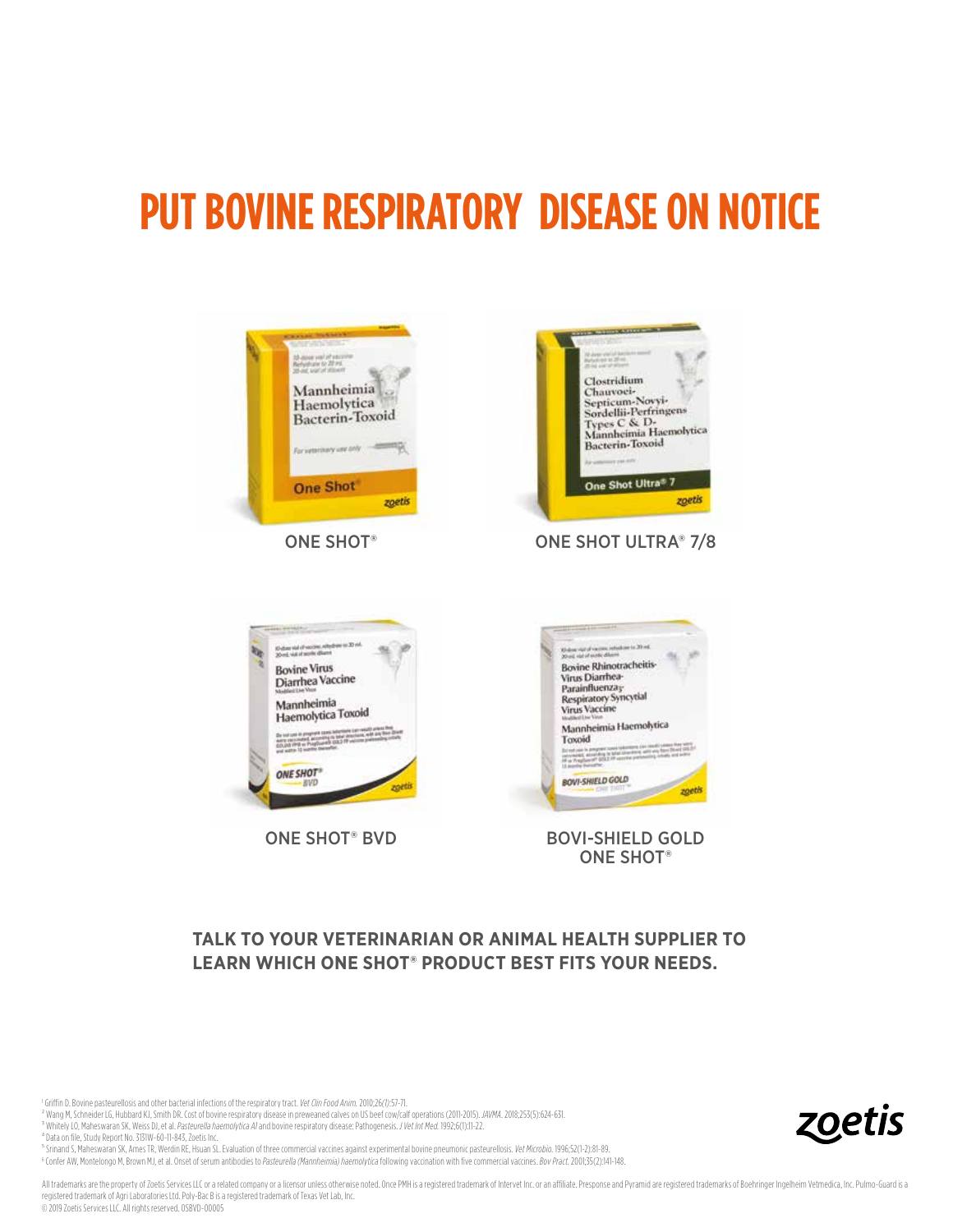# PUT BOVINE RESPIRATORY DISEASE ON NOTICE

ONE SHOT®

ONE SHOT ULTRA® 7/8

ONE SHOT® BVD

BOVI-SHIELD GOLD ONE SHOT®

**TALK TO YOUR VETERINARIAN OR ANIMAL HEALTH SUPPLIER TO LEARN WHICH ONE SHOT® PRODUCT BEST FITS YOUR NEEDS.**

[1] Griffin D. Bovine pasteurellosis and other bacterial infections of the respiratory tract. *Vet Clin Food Anim.* 2010;26(1):57-71.
[2] Wang M, Schneider LG, Hubbard KJ, Smith DR. Cost of bovine respiratory disease in preweaned calves on US beef cow/calf operations (2011-2015). *JAVMA.* 2018;253(5):624-631.
[3] Whitely LO, Maheswaran SK, Weiss DJ, et al. *Pasteurella haemolytica A1* and bovine respiratory disease: Pathogenesis. *J Vet Int Med.* 1992;6(1):11-22.
[4] Data on file, Study Report No. 3131W-60-11-843, Zoetis Inc.
[5] Srinand S, Maheswaran SK, Ames TR, Werdin RE, Hsuan SL. Evaluation of three commercial vaccines against experimental bovine pneumonic pasteurellosis. *Vet Microbio.* 1996;52(1-2):81-89.
[6] Confer AW, Montelongo M, Brown MJ, et al. Onset of serum antibodies to *Pasteurella (Mannheimia) haemolytica* following vaccination with five commercial vaccines. *Bov Pract.* 2001;35(2):141-148.

zoetis

All trademarks are the property of Zoetis Services LLC or a related company or a licensor unless otherwise noted. Once PMH is a registered trademark of Intervet Inc. or an affiliate. Presponse and Pyramid are registered trademarks of Boehringer Ingelheim Vetmedica, Inc. Pulmo-Guard is a registered trademark of Agri Laboratories Ltd. Poly-Bac B is a registered trademark of Texas Vet Lab, Inc.
© 2019 Zoetis Services LLC. All rights reserved. OSBVD-00005